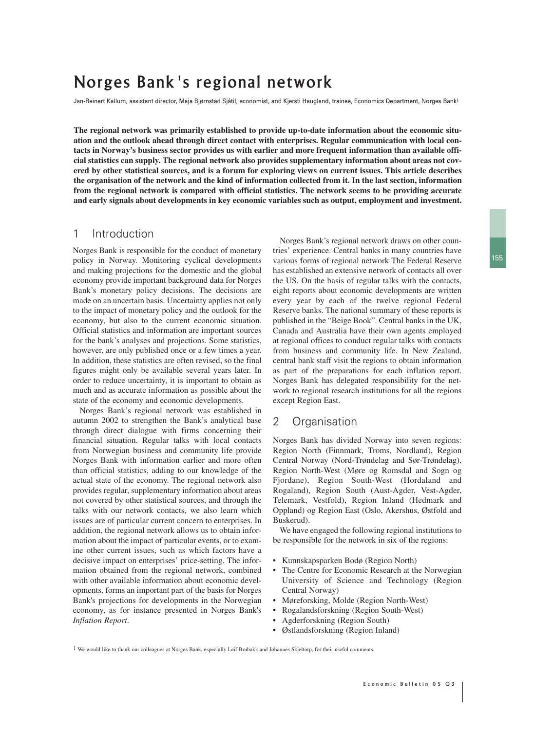# Norges Bank's regional network

Jan-Reinert Kallum, assistant director, Maja Bjørnstad Sjåtil, economist, and Kjersti Haugland, trainee, Economics Department, Norges Bank[1]

**The regional network was primarily established to provide up-to-date information about the economic situation and the outlook ahead through direct contact with enterprises. Regular communication with local contacts in Norway's business sector provides us with earlier and more frequent information than available official statistics can supply. The regional network also provides supplementary information about areas not covered by other statistical sources, and is a forum for exploring views on current issues. This article describes the organisation of the network and the kind of information collected from it. In the last section, information from the regional network is compared with official statistics. The network seems to be providing accurate and early signals about developments in key economic variables such as output, employment and investment.**

## 1 Introduction

Norges Bank is responsible for the conduct of monetary policy in Norway. Monitoring cyclical developments and making projections for the domestic and the global economy provide important background data for Norges Bank's monetary policy decisions. The decisions are made on an uncertain basis. Uncertainty applies not only to the impact of monetary policy and the outlook for the economy, but also to the current economic situation. Official statistics and information are important sources for the bank's analyses and projections. Some statistics, however, are only published once or a few times a year. In addition, these statistics are often revised, so the final figures might only be available several years later. In order to reduce uncertainty, it is important to obtain as much and as accurate information as possible about the state of the economy and economic developments.

Norges Bank's regional network was established in autumn 2002 to strengthen the Bank's analytical base through direct dialogue with firms concerning their financial situation. Regular talks with local contacts from Norwegian business and community life provide Norges Bank with information earlier and more often than official statistics, adding to our knowledge of the actual state of the economy. The regional network also provides regular, supplementary information about areas not covered by other statistical sources, and through the talks with our network contacts, we also learn which issues are of particular current concern to enterprises. In addition, the regional network allows us to obtain information about the impact of particular events, or to examine other current issues, such as which factors have a decisive impact on enterprises' price-setting. The information obtained from the regional network, combined with other available information about economic developments, forms an important part of the basis for Norges Bank's projections for developments in the Norwegian economy, as for instance presented in Norges Bank's *Inflation Report*.

Norges Bank's regional network draws on other countries' experience. Central banks in many countries have various forms of regional network The Federal Reserve has established an extensive network of contacts all over the US. On the basis of regular talks with the contacts, eight reports about economic developments are written every year by each of the twelve regional Federal Reserve banks. The national summary of these reports is published in the "Beige Book". Central banks in the UK, Canada and Australia have their own agents employed at regional offices to conduct regular talks with contacts from business and community life. In New Zealand, central bank staff visit the regions to obtain information as part of the preparations for each inflation report. Norges Bank has delegated responsibility for the network to regional research institutions for all the regions except Region East.

## 2 Organisation

Norges Bank has divided Norway into seven regions: Region North (Finnmark, Troms, Nordland), Region Central Norway (Nord-Trøndelag and Sør-Trøndelag), Region North-West (Møre og Romsdal and Sogn og Fjordane), Region South-West (Hordaland and Rogaland), Region South (Aust-Agder, Vest-Agder, Telemark, Vestfold), Region Inland (Hedmark and Oppland) og Region East (Oslo, Akershus, Østfold and Buskerud).

We have engaged the following regional institutions to be responsible for the network in six of the regions:

- Kunnskapsparken Bodø (Region North)
- The Centre for Economic Research at the Norwegian University of Science and Technology (Region Central Norway)
- Møreforsking, Molde (Region North-West)
- Rogalandsforskning (Region South-West)
- Agderforskning (Region South)
- Østlandsforskning (Region Inland)

[1] We would like to thank our colleagues at Norges Bank, especially Leif Brubakk and Johannes Skjeltorp, for their useful comments.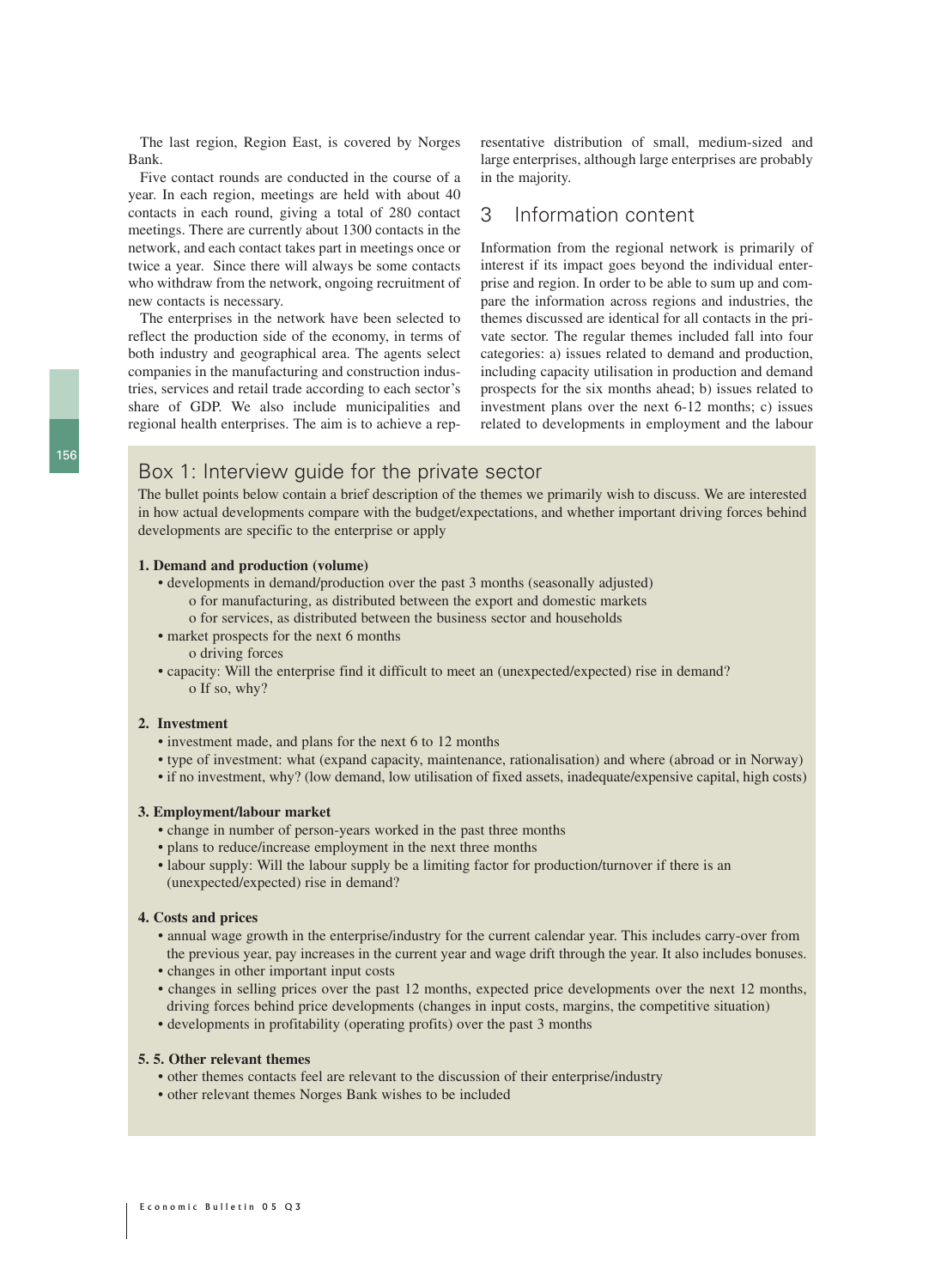The last region, Region East, is covered by Norges Bank.

Five contact rounds are conducted in the course of a year. In each region, meetings are held with about 40 contacts in each round, giving a total of 280 contact meetings. There are currently about 1300 contacts in the network, and each contact takes part in meetings once or twice a year. Since there will always be some contacts who withdraw from the network, ongoing recruitment of new contacts is necessary.

The enterprises in the network have been selected to reflect the production side of the economy, in terms of both industry and geographical area. The agents select companies in the manufacturing and construction industries, services and retail trade according to each sector's share of GDP. We also include municipalities and regional health enterprises. The aim is to achieve a representative distribution of small, medium-sized and large enterprises, although large enterprises are probably in the majority.

## 3 Information content

Information from the regional network is primarily of interest if its impact goes beyond the individual enterprise and region. In order to be able to sum up and compare the information across regions and industries, the themes discussed are identical for all contacts in the private sector. The regular themes included fall into four categories: a) issues related to demand and production, including capacity utilisation in production and demand prospects for the six months ahead; b) issues related to investment plans over the next 6-12 months; c) issues related to developments in employment and the labour

## Box 1: Interview guide for the private sector

The bullet points below contain a brief description of the themes we primarily wish to discuss. We are interested in how actual developments compare with the budget/expectations, and whether important driving forces behind developments are specific to the enterprise or apply

**1. Demand and production (volume)**

- developments in demand/production over the past 3 months (seasonally adjusted)
  - for manufacturing, as distributed between the export and domestic markets
  - for services, as distributed between the business sector and households
- market prospects for the next 6 months
  - driving forces
- capacity: Will the enterprise find it difficult to meet an (unexpected/expected) rise in demand?
  - If so, why?

**2. Investment**

- investment made, and plans for the next 6 to 12 months
- type of investment: what (expand capacity, maintenance, rationalisation) and where (abroad or in Norway)
- if no investment, why? (low demand, low utilisation of fixed assets, inadequate/expensive capital, high costs)

**3. Employment/labour market**

- change in number of person-years worked in the past three months
- plans to reduce/increase employment in the next three months
- labour supply: Will the labour supply be a limiting factor for production/turnover if there is an (unexpected/expected) rise in demand?

**4. Costs and prices**

- annual wage growth in the enterprise/industry for the current calendar year. This includes carry-over from the previous year, pay increases in the current year and wage drift through the year. It also includes bonuses.
- changes in other important input costs
- changes in selling prices over the past 12 months, expected price developments over the next 12 months, driving forces behind price developments (changes in input costs, margins, the competitive situation)
- developments in profitability (operating profits) over the past 3 months

**5. 5. Other relevant themes**

- other themes contacts feel are relevant to the discussion of their enterprise/industry
- other relevant themes Norges Bank wishes to be included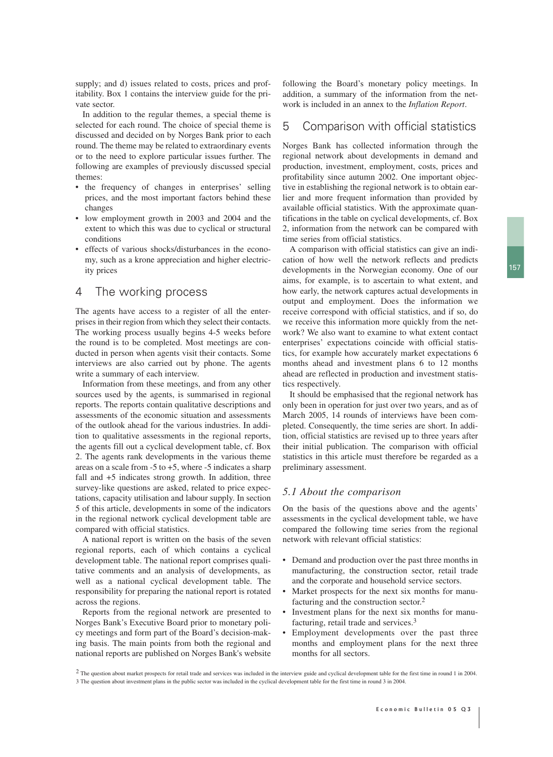supply; and d) issues related to costs, prices and profitability. Box 1 contains the interview guide for the private sector.

In addition to the regular themes, a special theme is selected for each round. The choice of special theme is discussed and decided on by Norges Bank prior to each round. The theme may be related to extraordinary events or to the need to explore particular issues further. The following are examples of previously discussed special themes:

- the frequency of changes in enterprises' selling prices, and the most important factors behind these changes
- low employment growth in 2003 and 2004 and the extent to which this was due to cyclical or structural conditions
- effects of various shocks/disturbances in the economy, such as a krone appreciation and higher electricity prices

## 4 The working process

The agents have access to a register of all the enterprises in their region from which they select their contacts. The working process usually begins 4-5 weeks before the round is to be completed. Most meetings are conducted in person when agents visit their contacts. Some interviews are also carried out by phone. The agents write a summary of each interview.

Information from these meetings, and from any other sources used by the agents, is summarised in regional reports. The reports contain qualitative descriptions and assessments of the economic situation and assessments of the outlook ahead for the various industries. In addition to qualitative assessments in the regional reports, the agents fill out a cyclical development table, cf. Box 2. The agents rank developments in the various theme areas on a scale from -5 to +5, where -5 indicates a sharp fall and +5 indicates strong growth. In addition, three survey-like questions are asked, related to price expectations, capacity utilisation and labour supply. In section 5 of this article, developments in some of the indicators in the regional network cyclical development table are compared with official statistics.

A national report is written on the basis of the seven regional reports, each of which contains a cyclical development table. The national report comprises qualitative comments and an analysis of developments, as well as a national cyclical development table. The responsibility for preparing the national report is rotated across the regions.

Reports from the regional network are presented to Norges Bank's Executive Board prior to monetary policy meetings and form part of the Board's decision-making basis. The main points from both the regional and national reports are published on Norges Bank's website following the Board's monetary policy meetings. In addition, a summary of the information from the network is included in an annex to the *Inflation Report*.

## 5 Comparison with official statistics

Norges Bank has collected information through the regional network about developments in demand and production, investment, employment, costs, prices and profitability since autumn 2002. One important objective in establishing the regional network is to obtain earlier and more frequent information than provided by available official statistics. With the approximate quantifications in the table on cyclical developments, cf. Box 2, information from the network can be compared with time series from official statistics.

A comparison with official statistics can give an indication of how well the network reflects and predicts developments in the Norwegian economy. One of our aims, for example, is to ascertain to what extent, and how early, the network captures actual developments in output and employment. Does the information we receive correspond with official statistics, and if so, do we receive this information more quickly from the network? We also want to examine to what extent contact enterprises' expectations coincide with official statistics, for example how accurately market expectations 6 months ahead and investment plans 6 to 12 months ahead are reflected in production and investment statistics respectively.

It should be emphasised that the regional network has only been in operation for just over two years, and as of March 2005, 14 rounds of interviews have been completed. Consequently, the time series are short. In addition, official statistics are revised up to three years after their initial publication. The comparison with official statistics in this article must therefore be regarded as a preliminary assessment.

### *5.1 About the comparison*

On the basis of the questions above and the agents' assessments in the cyclical development table, we have compared the following time series from the regional network with relevant official statistics:

- Demand and production over the past three months in manufacturing, the construction sector, retail trade and the corporate and household service sectors.
- Market prospects for the next six months for manufacturing and the construction sector.[2]
- Investment plans for the next six months for manufacturing, retail trade and services.[3]
- Employment developments over the past three months and employment plans for the next three months for all sectors.

[2] The question about market prospects for retail trade and services was included in the interview guide and cyclical development table for the first time in round 1 in 2004.

[3] The question about investment plans in the public sector was included in the cyclical development table for the first time in round 3 in 2004.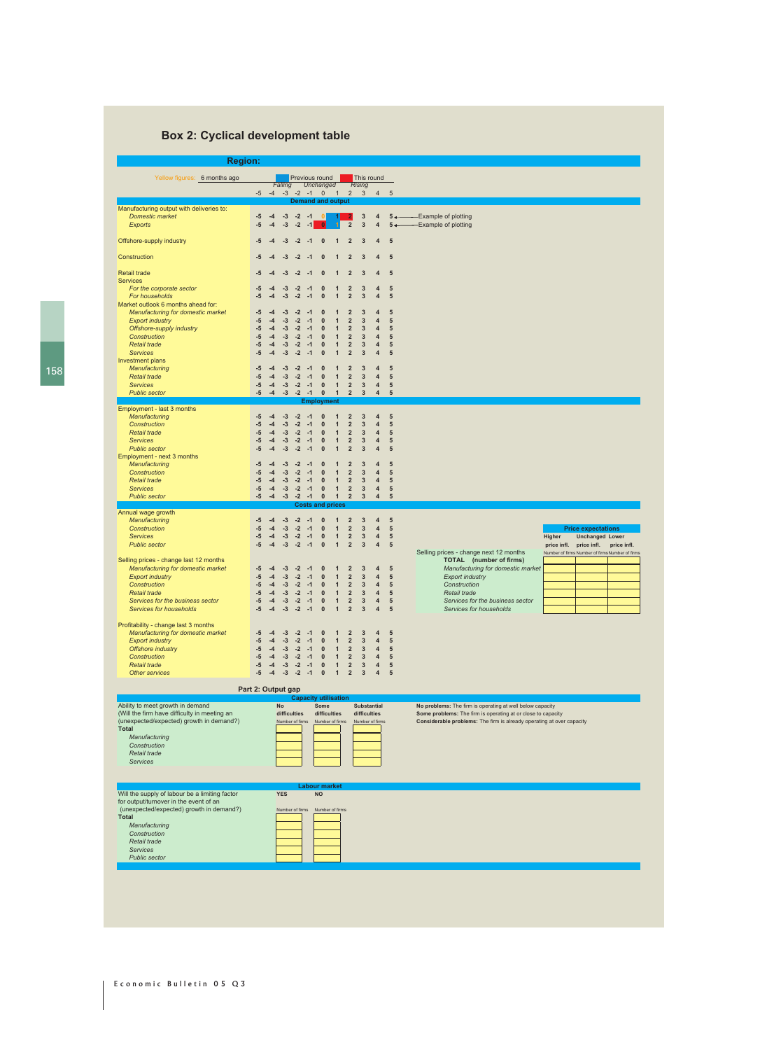## Box 2: Cyclical development table

**Region:**

Yellow figures: 6 months ago — Previous round (blue) — This round (red)

Scale: Falling / Unchanged / Rising

| | -5 | -4 | -3 | -2 | -1 | 0 | 1 | 2 | 3 | 4 | 5 | |
|---|---|---|---|---|---|---|---|---|---|---|---|---|
| **Demand and output** | | | | | | | | | | | | |
| Manufacturing output with deliveries to: | | | | | | | | | | | | |
| *Domestic market* | -5 | -4 | -3 | -2 | -1 | 0 | 1 | 2 | 3 | 4 | 5 | ← Example of plotting |
| *Exports* | -5 | -4 | -3 | -2 | -1 | 0 | 1 | 2 | 3 | 4 | 5 | ← Example of plotting |
| Offshore-supply industry | -5 | -4 | -3 | -2 | -1 | 0 | 1 | 2 | 3 | 4 | 5 | |
| Construction | -5 | -4 | -3 | -2 | -1 | 0 | 1 | 2 | 3 | 4 | 5 | |
| Retail trade | -5 | -4 | -3 | -2 | -1 | 0 | 1 | 2 | 3 | 4 | 5 | |
| Services | | | | | | | | | | | | |
| *For the corporate sector* | -5 | -4 | -3 | -2 | -1 | 0 | 1 | 2 | 3 | 4 | 5 | |
| *For households* | -5 | -4 | -3 | -2 | -1 | 0 | 1 | 2 | 3 | 4 | 5 | |
| Market outlook 6 months ahead for: | | | | | | | | | | | | |
| *Manufacturing for domestic market* | -5 | -4 | -3 | -2 | -1 | 0 | 1 | 2 | 3 | 4 | 5 | |
| *Export industry* | -5 | -4 | -3 | -2 | -1 | 0 | 1 | 2 | 3 | 4 | 5 | |
| *Offshore-supply industry* | -5 | -4 | -3 | -2 | -1 | 0 | 1 | 2 | 3 | 4 | 5 | |
| *Construction* | -5 | -4 | -3 | -2 | -1 | 0 | 1 | 2 | 3 | 4 | 5 | |
| *Retail trade* | -5 | -4 | -3 | -2 | -1 | 0 | 1 | 2 | 3 | 4 | 5 | |
| *Services* | -5 | -4 | -3 | -2 | -1 | 0 | 1 | 2 | 3 | 4 | 5 | |
| Investment plans | | | | | | | | | | | | |
| *Manufacturing* | -5 | -4 | -3 | -2 | -1 | 0 | 1 | 2 | 3 | 4 | 5 | |
| *Retail trade* | -5 | -4 | -3 | -2 | -1 | 0 | 1 | 2 | 3 | 4 | 5 | |
| *Services* | -5 | -4 | -3 | -2 | -1 | 0 | 1 | 2 | 3 | 4 | 5 | |
| *Public sector* | -5 | -4 | -3 | -2 | -1 | 0 | 1 | 2 | 3 | 4 | 5 | |
| **Employment** | | | | | | | | | | | | |
| Employment - last 3 months | | | | | | | | | | | | |
| *Manufacturing* | -5 | -4 | -3 | -2 | -1 | 0 | 1 | 2 | 3 | 4 | 5 | |
| *Construction* | -5 | -4 | -3 | -2 | -1 | 0 | 1 | 2 | 3 | 4 | 5 | |
| *Retail trade* | -5 | -4 | -3 | -2 | -1 | 0 | 1 | 2 | 3 | 4 | 5 | |
| *Services* | -5 | -4 | -3 | -2 | -1 | 0 | 1 | 2 | 3 | 4 | 5 | |
| *Public sector* | -5 | -4 | -3 | -2 | -1 | 0 | 1 | 2 | 3 | 4 | 5 | |
| Employment - next 3 months | | | | | | | | | | | | |
| *Manufacturing* | -5 | -4 | -3 | -2 | -1 | 0 | 1 | 2 | 3 | 4 | 5 | |
| *Construction* | -5 | -4 | -3 | -2 | -1 | 0 | 1 | 2 | 3 | 4 | 5 | |
| *Retail trade* | -5 | -4 | -3 | -2 | -1 | 0 | 1 | 2 | 3 | 4 | 5 | |
| *Services* | -5 | -4 | -3 | -2 | -1 | 0 | 1 | 2 | 3 | 4 | 5 | |
| *Public sector* | -5 | -4 | -3 | -2 | -1 | 0 | 1 | 2 | 3 | 4 | 5 | |
| **Costs and prices** | | | | | | | | | | | | |
| Annual wage growth | | | | | | | | | | | | |
| *Manufacturing* | -5 | -4 | -3 | -2 | -1 | 0 | 1 | 2 | 3 | 4 | 5 | |
| *Construction* | -5 | -4 | -3 | -2 | -1 | 0 | 1 | 2 | 3 | 4 | 5 | |
| *Services* | -5 | -4 | -3 | -2 | -1 | 0 | 1 | 2 | 3 | 4 | 5 | |
| *Public sector* | -5 | -4 | -3 | -2 | -1 | 0 | 1 | 2 | 3 | 4 | 5 | |
| Selling prices - change last 12 months | | | | | | | | | | | | |
| *Manufacturing for domestic market* | -5 | -4 | -3 | -2 | -1 | 0 | 1 | 2 | 3 | 4 | 5 | |
| *Export industry* | -5 | -4 | -3 | -2 | -1 | 0 | 1 | 2 | 3 | 4 | 5 | |
| *Construction* | -5 | -4 | -3 | -2 | -1 | 0 | 1 | 2 | 3 | 4 | 5 | |
| *Retail trade* | -5 | -4 | -3 | -2 | -1 | 0 | 1 | 2 | 3 | 4 | 5 | |
| *Services for the business sector* | -5 | -4 | -3 | -2 | -1 | 0 | 1 | 2 | 3 | 4 | 5 | |
| *Services for households* | -5 | -4 | -3 | -2 | -1 | 0 | 1 | 2 | 3 | 4 | 5 | |
| Profitability - change last 3 months | | | | | | | | | | | | |
| *Manufacturing for domestic market* | -5 | -4 | -3 | -2 | -1 | 0 | 1 | 2 | 3 | 4 | 5 | |
| *Export industry* | -5 | -4 | -3 | -2 | -1 | 0 | 1 | 2 | 3 | 4 | 5 | |
| *Offshore industry* | -5 | -4 | -3 | -2 | -1 | 0 | 1 | 2 | 3 | 4 | 5 | |
| *Construction* | -5 | -4 | -3 | -2 | -1 | 0 | 1 | 2 | 3 | 4 | 5 | |
| *Retail trade* | -5 | -4 | -3 | -2 | -1 | 0 | 1 | 2 | 3 | 4 | 5 | |
| *Other services* | -5 | -4 | -3 | -2 | -1 | 0 | 1 | 2 | 3 | 4 | 5 | |

**Price expectations**

| Selling prices - change next 12 months | Higher price infl. (Number of firms) | Unchanged price infl. (Number of firms) | Lower price infl. (Number of firms) |
|---|---|---|---|
| **TOTAL (number of firms)** | | | |
| *Manufacturing for domestic market* | | | |
| *Export industry* | | | |
| *Construction* | | | |
| *Retail trade* | | | |
| *Services for the business sector* | | | |
| *Services for households* | | | |

### Part 2: Output gap

**Capacity utilisation**

| Ability to meet growth in demand (Will the firm have difficulty in meeting an (unexpected/expected) growth in demand?) | No difficulties (Number of firms) | Some difficulties (Number of firms) | Substantial difficulties (Number of firms) |
|---|---|---|---|
| **Total** | | | |
| *Manufacturing* | | | |
| *Construction* | | | |
| *Retail trade* | | | |
| *Services* | | | |

**No problems:** The firm is operating at well below capacity
**Some problems:** The firm is operating at or close to capacity
**Considerable problems:** The firm is already operating at over capacity

**Labour market**

| Will the supply of labour be a limiting factor for output/turnover in the event of an (unexpected/expected) growth in demand? | YES (Number of firms) | NO (Number of firms) |
|---|---|---|
| **Total** | | |
| *Manufacturing* | | |
| *Construction* | | |
| *Retail trade* | | |
| *Services* | | |
| *Public sector* | | |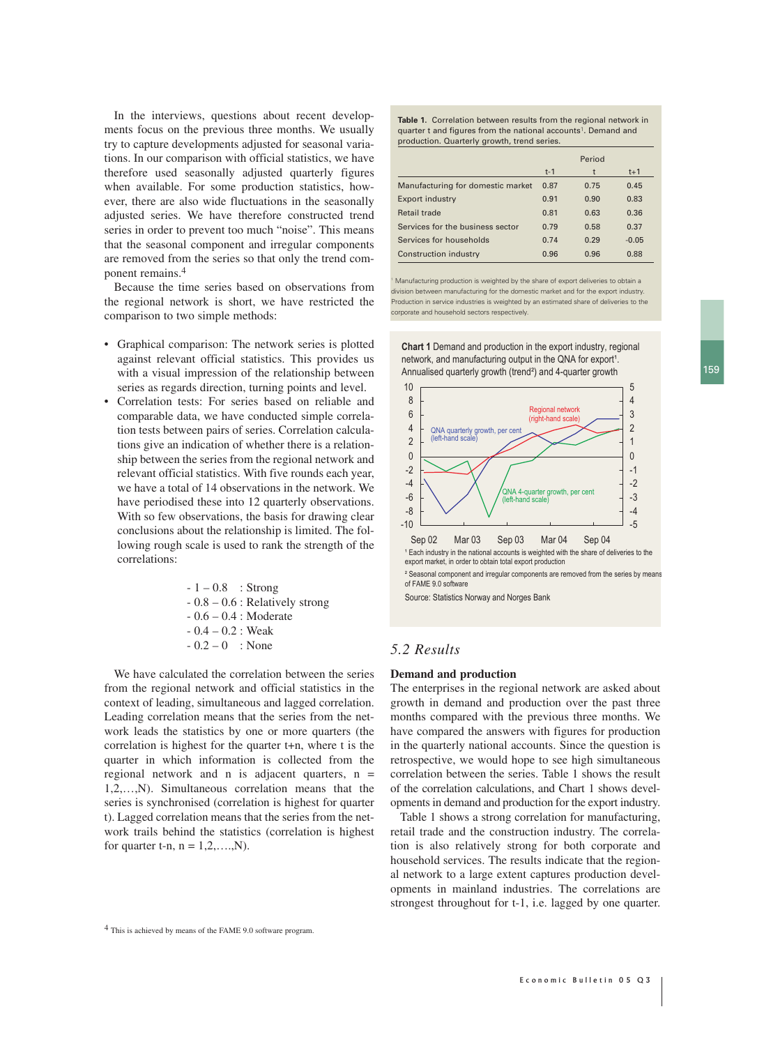In the interviews, questions about recent developments focus on the previous three months. We usually try to capture developments adjusted for seasonal variations. In our comparison with official statistics, we have therefore used seasonally adjusted quarterly figures when available. For some production statistics, however, there are also wide fluctuations in the seasonally adjusted series. We have therefore constructed trend series in order to prevent too much "noise". This means that the seasonal component and irregular components are removed from the series so that only the trend component remains.[4]

Because the time series based on observations from the regional network is short, we have restricted the comparison to two simple methods:

- Graphical comparison: The network series is plotted against relevant official statistics. This provides us with a visual impression of the relationship between series as regards direction, turning points and level.
- Correlation tests: For series based on reliable and comparable data, we have conducted simple correlation tests between pairs of series. Correlation calculations give an indication of whether there is a relationship between the series from the regional network and relevant official statistics. With five rounds each year, we have a total of 14 observations in the network. We have periodised these into 12 quarterly observations. With so few observations, the basis for drawing clear conclusions about the relationship is limited. The following rough scale is used to rank the strength of the correlations:

  - 1 – 0.8 : Strong
  - 0.8 – 0.6 : Relatively strong
  - 0.6 – 0.4 : Moderate
  - 0.4 – 0.2 : Weak
  - 0.2 – 0 : None

We have calculated the correlation between the series from the regional network and official statistics in the context of leading, simultaneous and lagged correlation. Leading correlation means that the series from the network leads the statistics by one or more quarters (the correlation is highest for the quarter t+n, where t is the quarter in which information is collected from the regional network and n is adjacent quarters, n = 1,2,….,N). Simultaneous correlation means that the series is synchronised (correlation is highest for quarter t). Lagged correlation means that the series from the network trails behind the statistics (correlation is highest for quarter t-n, n = 1,2,….,N).

[4] This is achieved by means of the FAME 9.0 software program.

**Table 1.** Correlation between results from the regional network in quarter t and figures from the national accounts[1]. Demand and production. Quarterly growth, trend series.

| | Period | | |
|---|---|---|---|
| | t-1 | t | t+1 |
| Manufacturing for domestic market | 0.87 | 0.75 | 0.45 |
| Export industry | 0.91 | 0.90 | 0.83 |
| Retail trade | 0.81 | 0.63 | 0.36 |
| Services for the business sector | 0.79 | 0.58 | 0.37 |
| Services for households | 0.74 | 0.29 | -0.05 |
| Construction industry | 0.96 | 0.96 | 0.88 |

[1] Manufacturing production is weighted by the share of export deliveries to obtain a division between manufacturing for the domestic market and for the export industry. Production in service industries is weighted by an estimated share of deliveries to the corporate and household sectors respectively.

**Chart 1** Demand and production in the export industry, regional network, and manufacturing output in the QNA for export[1]. Annualised quarterly growth (trend[2]) and 4-quarter growth

[1] Each industry in the national accounts is weighted with the share of deliveries to the export market, in order to obtain total export production

[2] Seasonal component and irregular components are removed from the series by means of FAME 9.0 software

Source: Statistics Norway and Norges Bank

## 5.2 Results

### Demand and production

The enterprises in the regional network are asked about growth in demand and production over the past three months compared with the previous three months. We have compared the answers with figures for production in the quarterly national accounts. Since the question is retrospective, we would hope to see high simultaneous correlation between the series. Table 1 shows the result of the correlation calculations, and Chart 1 shows developments in demand and production for the export industry.

Table 1 shows a strong correlation for manufacturing, retail trade and the construction industry. The correlation is also relatively strong for both corporate and household services. The results indicate that the regional network to a large extent captures production developments in mainland industries. The correlations are strongest throughout for t-1, i.e. lagged by one quarter.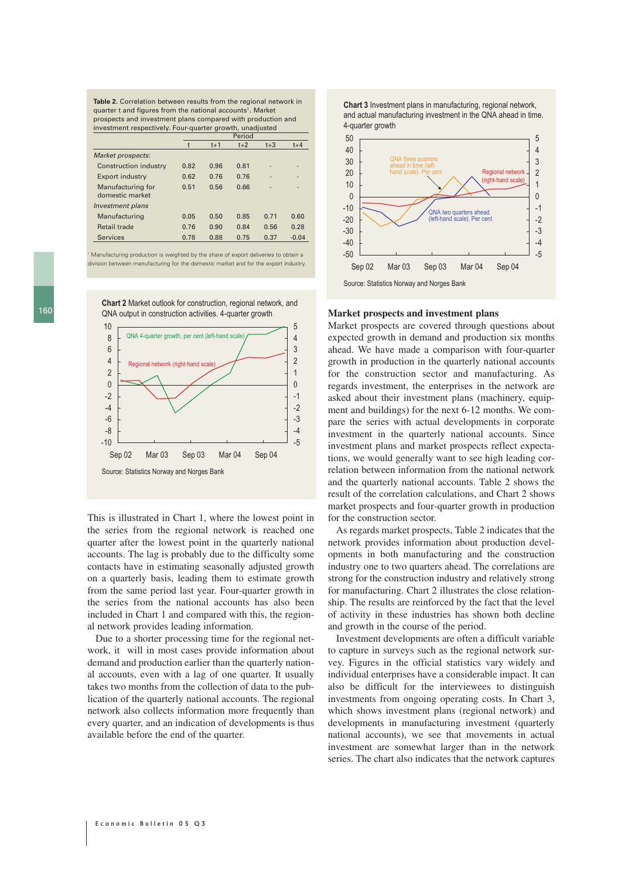**Table 2.** Correlation between results from the regional network in quarter t and figures from the national accounts[1]. Market prospects and investment plans compared with production and investment respectively. Four-quarter growth, unadjusted

| | Period | | | | |
|---|---|---|---|---|---|
| | t | t+1 | t+2 | t+3 | t+4 |
| *Market prospects:* | | | | | |
| Construction industry | 0.82 | 0.96 | 0.81 | - | - |
| Export industry | 0.62 | 0.76 | 0.76 | - | - |
| Manufacturing for domestic market | 0.51 | 0.56 | 0.66 | - | - |
| *Investment plans* | | | | | |
| Manufacturing | 0.05 | 0.50 | 0.85 | 0.71 | 0.60 |
| Retail trade | 0.76 | 0.90 | 0.84 | 0.56 | 0.28 |
| Services | 0.78 | 0.88 | 0.75 | 0.37 | -0.04 |

[1] Manufacturing production is weighted by the share of export deliveries to obtain a division between manufacturing for the domestic market and for the export industry.

**Chart 2** Market outlook for construction, regional network, and QNA output in construction activities. 4-quarter growth

Source: Statistics Norway and Norges Bank

**Chart 3** Investment plans in manufacturing, regional network, and actual manufacturing investment in the QNA ahead in time. 4-quarter growth

Source: Statistics Norway and Norges Bank

This is illustrated in Chart 1, where the lowest point in the series from the regional network is reached one quarter after the lowest point in the quarterly national accounts. The lag is probably due to the difficulty some contacts have in estimating seasonally adjusted growth on a quarterly basis, leading them to estimate growth from the same period last year. Four-quarter growth in the series from the national accounts has also been included in Chart 1 and compared with this, the regional network provides leading information.

Due to a shorter processing time for the regional network, it will in most cases provide information about demand and production earlier than the quarterly national accounts, even with a lag of one quarter. It usually takes two months from the collection of data to the publication of the quarterly national accounts. The regional network also collects information more frequently than every quarter, and an indication of developments is thus available before the end of the quarter.

## Market prospects and investment plans

Market prospects are covered through questions about expected growth in demand and production six months ahead. We have made a comparison with four-quarter growth in production in the quarterly national accounts for the construction sector and manufacturing. As regards investment, the enterprises in the network are asked about their investment plans (machinery, equipment and buildings) for the next 6-12 months. We compare the series with actual developments in corporate investment in the quarterly national accounts. Since investment plans and market prospects reflect expectations, we would generally want to see high leading correlation between information from the national network and the quarterly national accounts. Table 2 shows the result of the correlation calculations, and Chart 2 shows market prospects and four-quarter growth in production for the construction sector.

As regards market prospects, Table 2 indicates that the network provides information about production developments in both manufacturing and the construction industry one to two quarters ahead. The correlations are strong for the construction industry and relatively strong for manufacturing. Chart 2 illustrates the close relationship. The results are reinforced by the fact that the level of activity in these industries has shown both decline and growth in the course of the period.

Investment developments are often a difficult variable to capture in surveys such as the regional network survey. Figures in the official statistics vary widely and individual enterprises have a considerable impact. It can also be difficult for the interviewees to distinguish investments from ongoing operating costs. In Chart 3, which shows investment plans (regional network) and developments in manufacturing investment (quarterly national accounts), we see that movements in actual investment are somewhat larger than in the network series. The chart also indicates that the network captures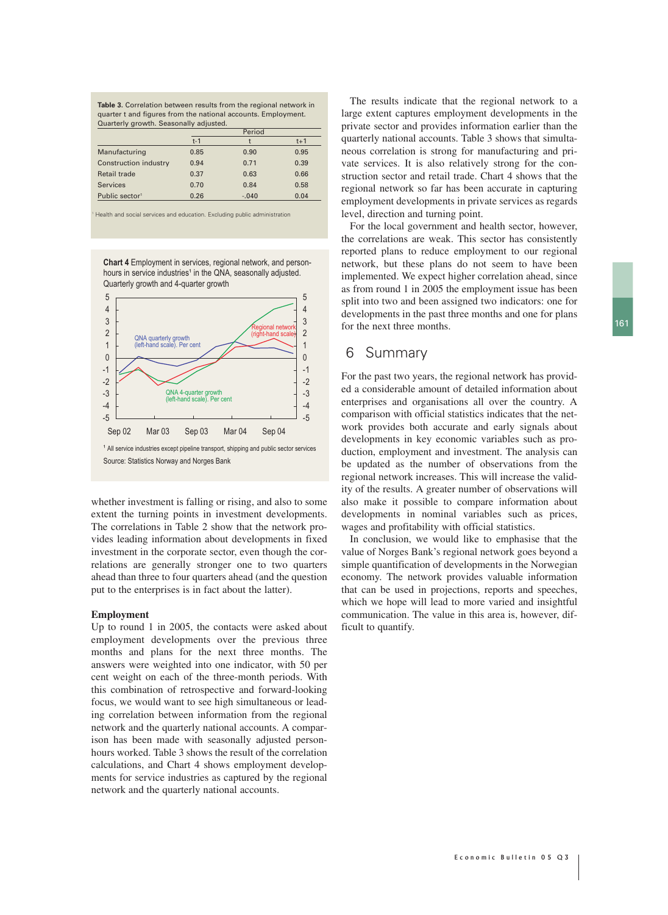**Table 3.** Correlation between results from the regional network in quarter t and figures from the national accounts. Employment. Quarterly growth. Seasonally adjusted.

| | Period | | |
|---|---|---|---|
| | t-1 | t | t+1 |
| Manufacturing | 0.85 | 0.90 | 0.95 |
| Construction industry | 0.94 | 0.71 | 0.39 |
| Retail trade | 0.37 | 0.63 | 0.66 |
| Services | 0.70 | 0.84 | 0.58 |
| Public sector[1] | 0.26 | -.040 | 0.04 |

[1] Health and social services and education. Excluding public administration

**Chart 4** Employment in services, regional network, and person-hours in service industries[1] in the QNA, seasonally adjusted. Quarterly growth and 4-quarter growth

5
4
3
2
1
0
-1
-2
-3
-4
-5

QNA quarterly growth (left-hand scale). Per cent

Regional network (right-hand scale)

QNA 4-quarter growth (left-hand scale). Per cent

Sep 02 Mar 03 Sep 03 Mar 04 Sep 04

[1] All service industries except pipeline transport, shipping and public sector services

Source: Statistics Norway and Norges Bank

whether investment is falling or rising, and also to some extent the turning points in investment developments. The correlations in Table 2 show that the network provides leading information about developments in fixed investment in the corporate sector, even though the correlations are generally stronger one to two quarters ahead than three to four quarters ahead (and the question put to the enterprises is in fact about the latter).

**Employment**

Up to round 1 in 2005, the contacts were asked about employment developments over the previous three months and plans for the next three months. The answers were weighted into one indicator, with 50 per cent weight on each of the three-month periods. With this combination of retrospective and forward-looking focus, we would want to see high simultaneous or leading correlation between information from the regional network and the quarterly national accounts. A comparison has been made with seasonally adjusted person-hours worked. Table 3 shows the result of the correlation calculations, and Chart 4 shows employment developments for service industries as captured by the regional network and the quarterly national accounts.

The results indicate that the regional network to a large extent captures employment developments in the private sector and provides information earlier than the quarterly national accounts. Table 3 shows that simultaneous correlation is strong for manufacturing and private services. It is also relatively strong for the construction sector and retail trade. Chart 4 shows that the regional network so far has been accurate in capturing employment developments in private services as regards level, direction and turning point.

For the local government and health sector, however, the correlations are weak. This sector has consistently reported plans to reduce employment to our regional network, but these plans do not seem to have been implemented. We expect higher correlation ahead, since as from round 1 in 2005 the employment issue has been split into two and been assigned two indicators: one for developments in the past three months and one for plans for the next three months.

## 6 Summary

For the past two years, the regional network has provided a considerable amount of detailed information about enterprises and organisations all over the country. A comparison with official statistics indicates that the network provides both accurate and early signals about developments in key economic variables such as production, employment and investment. The analysis can be updated as the number of observations from the regional network increases. This will increase the validity of the results. A greater number of observations will also make it possible to compare information about developments in nominal variables such as prices, wages and profitability with official statistics.

In conclusion, we would like to emphasise that the value of Norges Bank's regional network goes beyond a simple quantification of developments in the Norwegian economy. The network provides valuable information that can be used in projections, reports and speeches, which we hope will lead to more varied and insightful communication. The value in this area is, however, difficult to quantify.